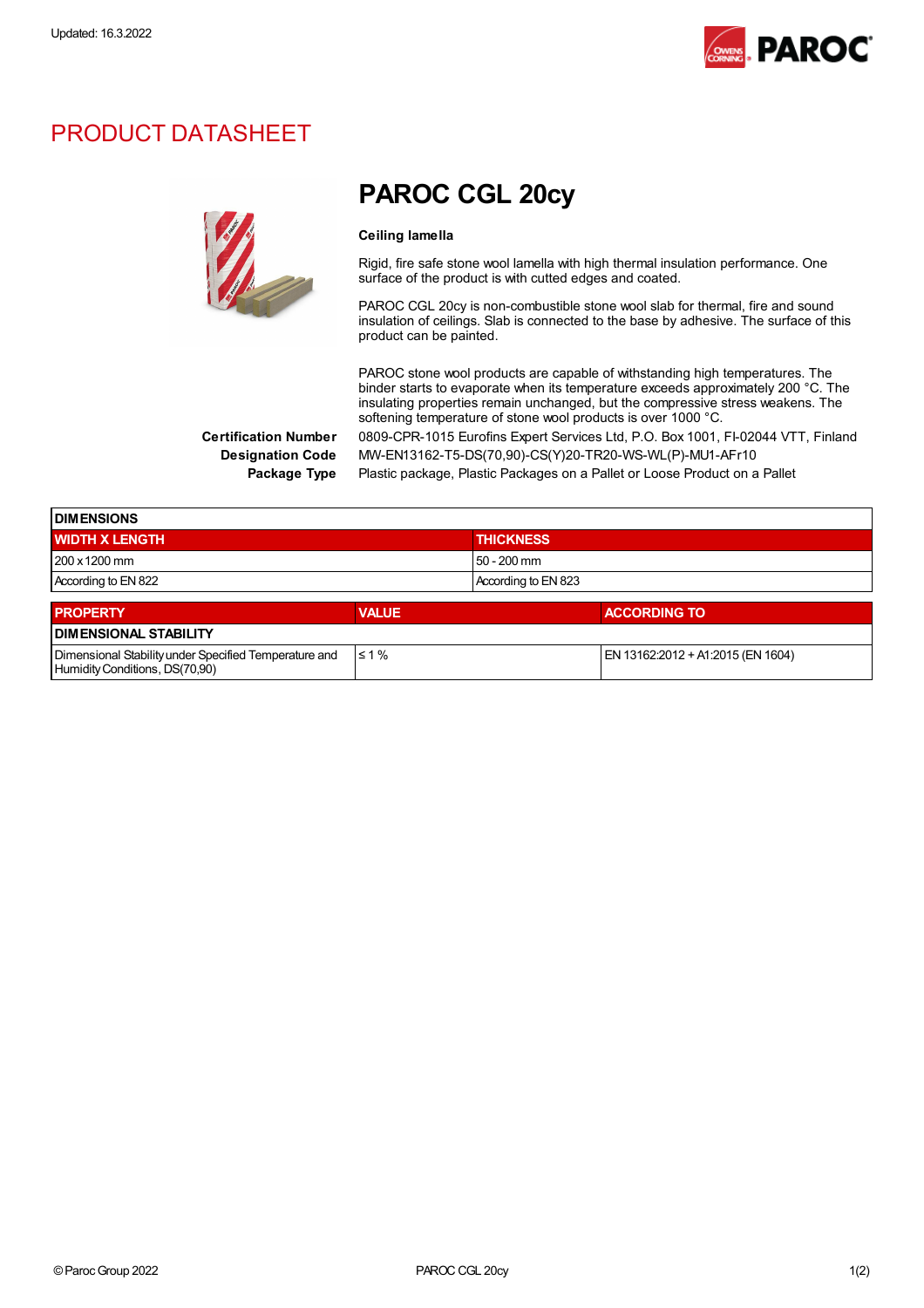Updated: 16.3.2022

# PRODUCT DATASHEET

## PAROC CGL 20cy

**Ceiling lamella**

Rigid, fire safe stone wool lamella with high thermal insulation performance. One surface of the product is with cutted edges and coated.

PAROC CGL 20cy is non-combustible stone wool slab for thermal, fire and sound insulation of ceilings. Slab is connected to the base by adhesive. The surface of this product can be painted.

PAROC stone wool products are capable of withstanding high temperatures. The binder starts to evaporate when its temperature exceeds approximately 200 °C. The insulating properties remain unchanged, but the compressive stress weakens. The softening temperature of stone wool products is over 1000 °C.

**Certification Number** 0809-CPR-1015 Eurofins Expert Services Ltd, P.O. Box 1001, FI-02044 VTT, Finland

**Designation Code** MW-EN13162-T5-DS(70,90)-CS(Y)20-TR20-WS-WL(P)-MU1-AFr10

**Package Type** Plastic package, Plastic Packages on a Pallet or Loose Product on a Pallet

| DIMENSIONS | |
|---|---|
| **WIDTH X LENGTH** | **THICKNESS** |
| 200 x 1200 mm | 50 - 200 mm |
| According to EN 822 | According to EN 823 |

| PROPERTY | VALUE | ACCORDING TO |
|---|---|---|
| **DIMENSIONAL STABILITY** | | |
| Dimensional Stability under Specified Temperature and Humidity Conditions, DS(70,90) | ≤ 1 % | EN 13162:2012 + A1:2015 (EN 1604) |

© Paroc Group 2022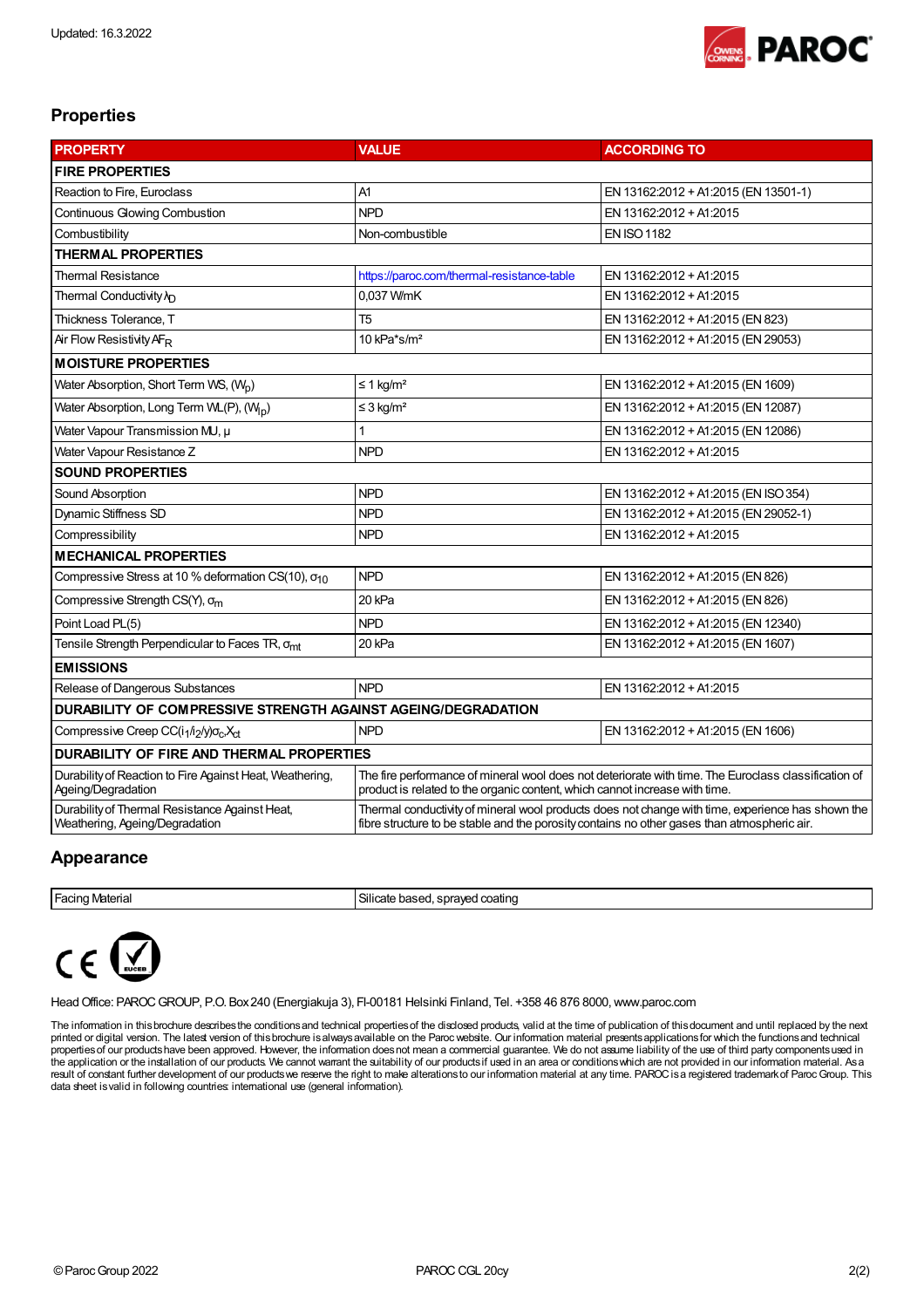## Properties

| PROPERTY | VALUE | ACCORDING TO |
|---|---|---|
| **FIRE PROPERTIES** | | |
| Reaction to Fire, Euroclass | A1 | EN 13162:2012 + A1:2015 (EN 13501-1) |
| Continuous Glowing Combustion | NPD | EN 13162:2012 + A1:2015 |
| Combustibility | Non-combustible | EN ISO 1182 |
| **THERMAL PROPERTIES** | | |
| Thermal Resistance | https://paroc.com/thermal-resistance-table | EN 13162:2012 + A1:2015 |
| Thermal Conductivity $\lambda_D$ | 0,037 W/mK | EN 13162:2012 + A1:2015 |
| Thickness Tolerance, T | T5 | EN 13162:2012 + A1:2015 (EN 823) |
| Air Flow Resistivity $AF_R$ | 10 kPa*s/m² | EN 13162:2012 + A1:2015 (EN 29053) |
| **MOISTURE PROPERTIES** | | |
| Water Absorption, Short Term WS, ($W_p$) | ≤ 1 kg/m² | EN 13162:2012 + A1:2015 (EN 1609) |
| Water Absorption, Long Term WL(P), ($W_{lp}$) | ≤ 3 kg/m² | EN 13162:2012 + A1:2015 (EN 12087) |
| Water Vapour Transmission MU, μ | 1 | EN 13162:2012 + A1:2015 (EN 12086) |
| Water Vapour Resistance Z | NPD | EN 13162:2012 + A1:2015 |
| **SOUND PROPERTIES** | | |
| Sound Absorption | NPD | EN 13162:2012 + A1:2015 (EN ISO 354) |
| Dynamic Stiffness SD | NPD | EN 13162:2012 + A1:2015 (EN 29052-1) |
| Compressibility | NPD | EN 13162:2012 + A1:2015 |
| **MECHANICAL PROPERTIES** | | |
| Compressive Stress at 10 % deformation CS(10), $\sigma_{10}$ | NPD | EN 13162:2012 + A1:2015 (EN 826) |
| Compressive Strength CS(Y), $\sigma_m$ | 20 kPa | EN 13162:2012 + A1:2015 (EN 826) |
| Point Load PL(5) | NPD | EN 13162:2012 + A1:2015 (EN 12340) |
| Tensile Strength Perpendicular to Faces TR, $\sigma_{mt}$ | 20 kPa | EN 13162:2012 + A1:2015 (EN 1607) |
| **EMISSIONS** | | |
| Release of Dangerous Substances | NPD | EN 13162:2012 + A1:2015 |
| **DURABILITY OF COMPRESSIVE STRENGTH AGAINST AGEING/DEGRADATION** | | |
| Compressive Creep CC($i_1$/$i_2$/y)$\sigma_c$,$X_{ct}$ | NPD | EN 13162:2012 + A1:2015 (EN 1606) |
| **DURABILITY OF FIRE AND THERMAL PROPERTIES** | | |
| Durability of Reaction to Fire Against Heat, Weathering, Ageing/Degradation | The fire performance of mineral wool does not deteriorate with time. The Euroclass classification of product is related to the organic content, which cannot increase with time. | |
| Durability of Thermal Resistance Against Heat, Weathering, Ageing/Degradation | Thermal conductivity of mineral wool products does not change with time, experience has shown the fibre structure to be stable and the porosity contains no other gases than atmospheric air. | |

## Appearance

| | |
|---|---|
| Facing Material | Silicate based, sprayed coating |

Head Office: PAROC GROUP, P.O. Box 240 (Energiakuja 3), FI-00181 Helsinki Finland, Tel. +358 46 876 8000, www.paroc.com

The information in this brochure describes the conditions and technical properties of the disclosed products, valid at the time of publication of this document and until replaced by the next printed or digital version. The latest version of this brochure is always available on the Paroc website. Our information material presents applications for which the functions and technical properties of our products have been approved. However, the information does not mean a commercial guarantee. We do not assume liability of the use of third party components used in the application or the installation of our products. We cannot warrant the suitability of our products if used in an area or conditions which are not provided in our information material. As a result of constant further development of our products we reserve the right to make alterations to our information material at any time. PAROC is a registered trademark of Paroc Group. This data sheet is valid in following countries: international use (general information).